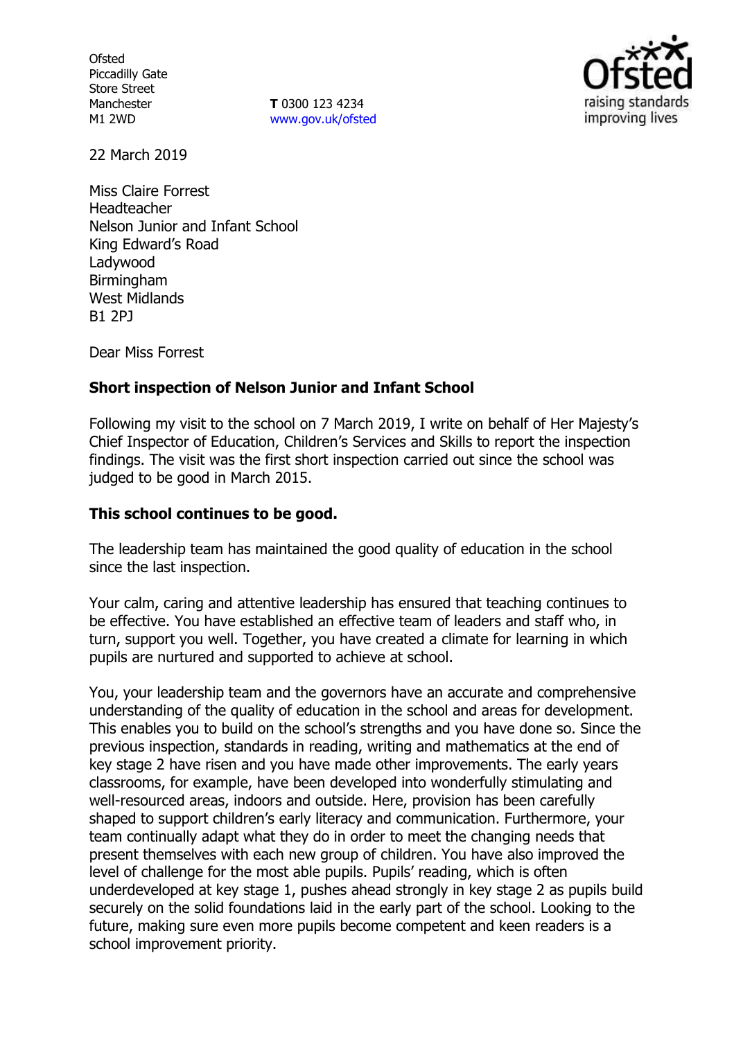Ofsted
Piccadilly Gate
Store Street
Manchester
M1 2WD

**T** 0300 123 4234
www.gov.uk/ofsted

22 March 2019

Miss Claire Forrest
Headteacher
Nelson Junior and Infant School
King Edward's Road
Ladywood
Birmingham
West Midlands
B1 2PJ

Dear Miss Forrest

**Short inspection of Nelson Junior and Infant School**

Following my visit to the school on 7 March 2019, I write on behalf of Her Majesty's Chief Inspector of Education, Children's Services and Skills to report the inspection findings. The visit was the first short inspection carried out since the school was judged to be good in March 2015.

**This school continues to be good.**

The leadership team has maintained the good quality of education in the school since the last inspection.

Your calm, caring and attentive leadership has ensured that teaching continues to be effective. You have established an effective team of leaders and staff who, in turn, support you well. Together, you have created a climate for learning in which pupils are nurtured and supported to achieve at school.

You, your leadership team and the governors have an accurate and comprehensive understanding of the quality of education in the school and areas for development. This enables you to build on the school's strengths and you have done so. Since the previous inspection, standards in reading, writing and mathematics at the end of key stage 2 have risen and you have made other improvements. The early years classrooms, for example, have been developed into wonderfully stimulating and well-resourced areas, indoors and outside. Here, provision has been carefully shaped to support children's early literacy and communication. Furthermore, your team continually adapt what they do in order to meet the changing needs that present themselves with each new group of children. You have also improved the level of challenge for the most able pupils. Pupils' reading, which is often underdeveloped at key stage 1, pushes ahead strongly in key stage 2 as pupils build securely on the solid foundations laid in the early part of the school. Looking to the future, making sure even more pupils become competent and keen readers is a school improvement priority.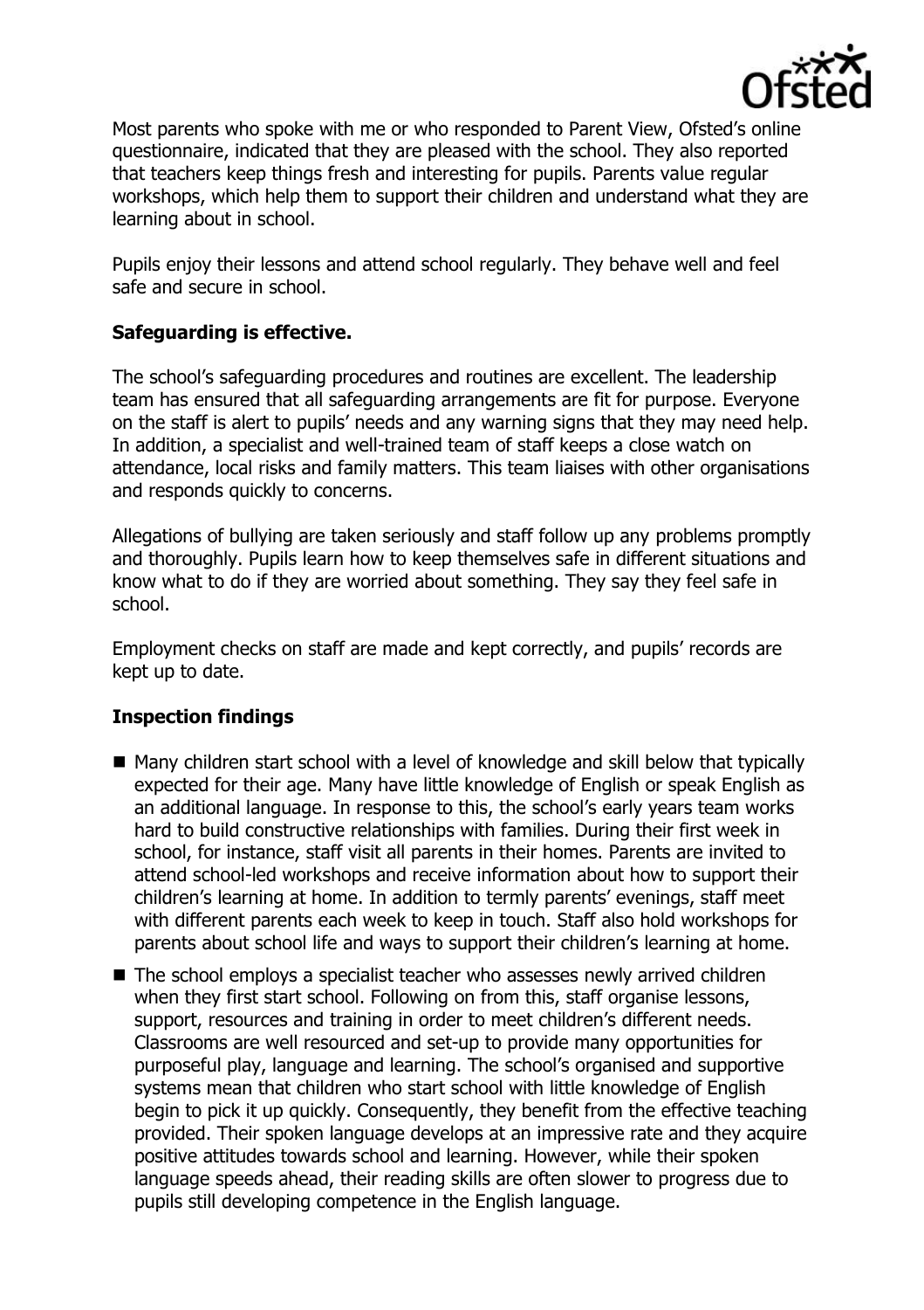Most parents who spoke with me or who responded to Parent View, Ofsted's online questionnaire, indicated that they are pleased with the school. They also reported that teachers keep things fresh and interesting for pupils. Parents value regular workshops, which help them to support their children and understand what they are learning about in school.

Pupils enjoy their lessons and attend school regularly. They behave well and feel safe and secure in school.

**Safeguarding is effective.**

The school's safeguarding procedures and routines are excellent. The leadership team has ensured that all safeguarding arrangements are fit for purpose. Everyone on the staff is alert to pupils' needs and any warning signs that they may need help. In addition, a specialist and well-trained team of staff keeps a close watch on attendance, local risks and family matters. This team liaises with other organisations and responds quickly to concerns.

Allegations of bullying are taken seriously and staff follow up any problems promptly and thoroughly. Pupils learn how to keep themselves safe in different situations and know what to do if they are worried about something. They say they feel safe in school.

Employment checks on staff are made and kept correctly, and pupils' records are kept up to date.

**Inspection findings**

- Many children start school with a level of knowledge and skill below that typically expected for their age. Many have little knowledge of English or speak English as an additional language. In response to this, the school's early years team works hard to build constructive relationships with families. During their first week in school, for instance, staff visit all parents in their homes. Parents are invited to attend school-led workshops and receive information about how to support their children's learning at home. In addition to termly parents' evenings, staff meet with different parents each week to keep in touch. Staff also hold workshops for parents about school life and ways to support their children's learning at home.
- The school employs a specialist teacher who assesses newly arrived children when they first start school. Following on from this, staff organise lessons, support, resources and training in order to meet children's different needs. Classrooms are well resourced and set-up to provide many opportunities for purposeful play, language and learning. The school's organised and supportive systems mean that children who start school with little knowledge of English begin to pick it up quickly. Consequently, they benefit from the effective teaching provided. Their spoken language develops at an impressive rate and they acquire positive attitudes towards school and learning. However, while their spoken language speeds ahead, their reading skills are often slower to progress due to pupils still developing competence in the English language.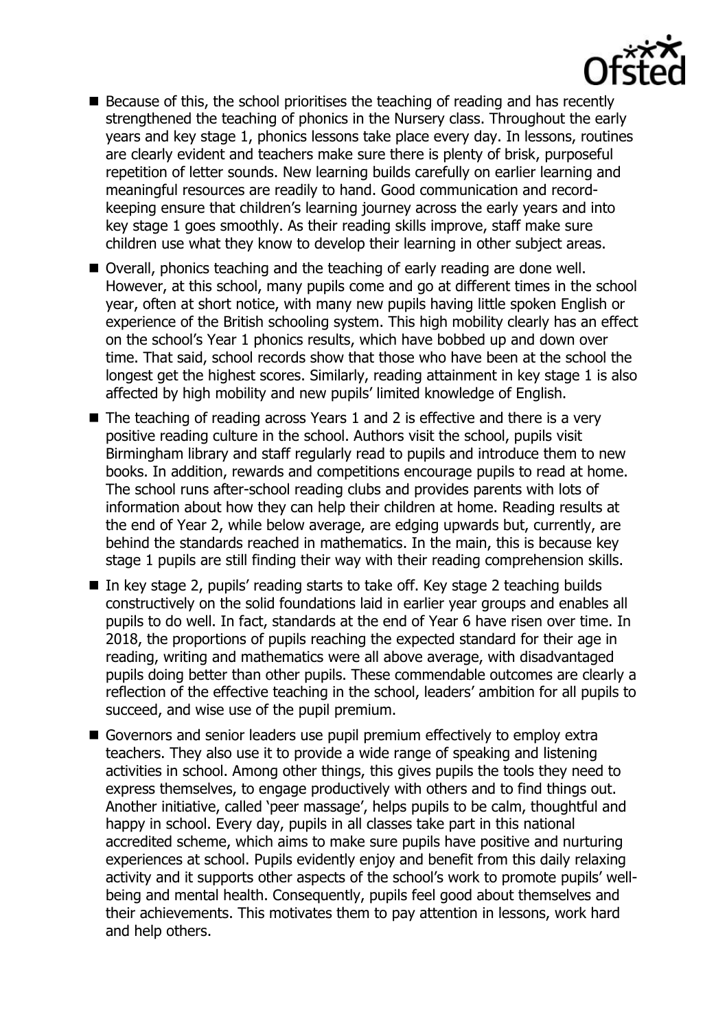- Because of this, the school prioritises the teaching of reading and has recently strengthened the teaching of phonics in the Nursery class. Throughout the early years and key stage 1, phonics lessons take place every day. In lessons, routines are clearly evident and teachers make sure there is plenty of brisk, purposeful repetition of letter sounds. New learning builds carefully on earlier learning and meaningful resources are readily to hand. Good communication and record-keeping ensure that children's learning journey across the early years and into key stage 1 goes smoothly. As their reading skills improve, staff make sure children use what they know to develop their learning in other subject areas.
- Overall, phonics teaching and the teaching of early reading are done well. However, at this school, many pupils come and go at different times in the school year, often at short notice, with many new pupils having little spoken English or experience of the British schooling system. This high mobility clearly has an effect on the school's Year 1 phonics results, which have bobbed up and down over time. That said, school records show that those who have been at the school the longest get the highest scores. Similarly, reading attainment in key stage 1 is also affected by high mobility and new pupils' limited knowledge of English.
- The teaching of reading across Years 1 and 2 is effective and there is a very positive reading culture in the school. Authors visit the school, pupils visit Birmingham library and staff regularly read to pupils and introduce them to new books. In addition, rewards and competitions encourage pupils to read at home. The school runs after-school reading clubs and provides parents with lots of information about how they can help their children at home. Reading results at the end of Year 2, while below average, are edging upwards but, currently, are behind the standards reached in mathematics. In the main, this is because key stage 1 pupils are still finding their way with their reading comprehension skills.
- In key stage 2, pupils' reading starts to take off. Key stage 2 teaching builds constructively on the solid foundations laid in earlier year groups and enables all pupils to do well. In fact, standards at the end of Year 6 have risen over time. In 2018, the proportions of pupils reaching the expected standard for their age in reading, writing and mathematics were all above average, with disadvantaged pupils doing better than other pupils. These commendable outcomes are clearly a reflection of the effective teaching in the school, leaders' ambition for all pupils to succeed, and wise use of the pupil premium.
- Governors and senior leaders use pupil premium effectively to employ extra teachers. They also use it to provide a wide range of speaking and listening activities in school. Among other things, this gives pupils the tools they need to express themselves, to engage productively with others and to find things out. Another initiative, called 'peer massage', helps pupils to be calm, thoughtful and happy in school. Every day, pupils in all classes take part in this national accredited scheme, which aims to make sure pupils have positive and nurturing experiences at school. Pupils evidently enjoy and benefit from this daily relaxing activity and it supports other aspects of the school's work to promote pupils' well-being and mental health. Consequently, pupils feel good about themselves and their achievements. This motivates them to pay attention in lessons, work hard and help others.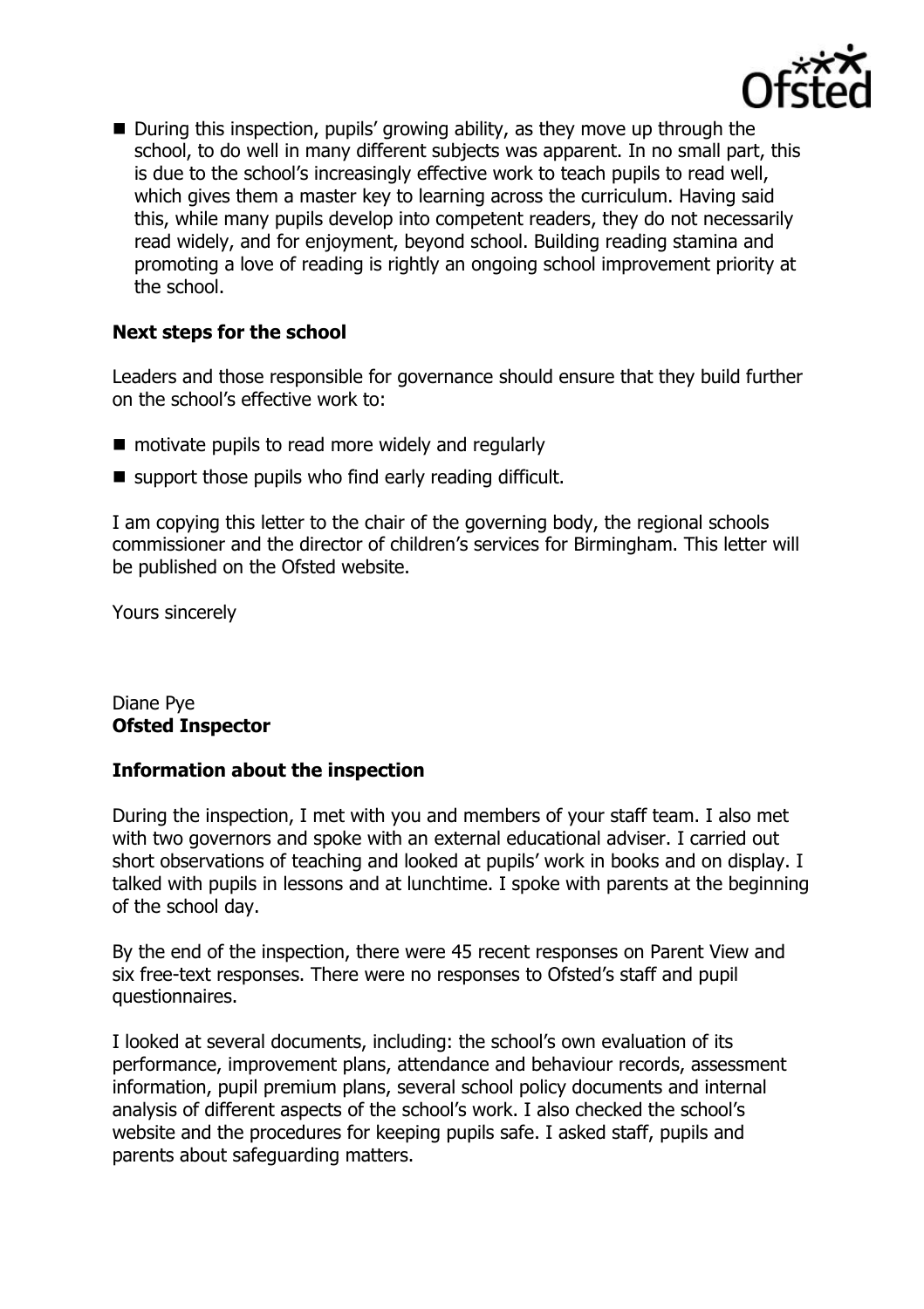- During this inspection, pupils' growing ability, as they move up through the school, to do well in many different subjects was apparent. In no small part, this is due to the school's increasingly effective work to teach pupils to read well, which gives them a master key to learning across the curriculum. Having said this, while many pupils develop into competent readers, they do not necessarily read widely, and for enjoyment, beyond school. Building reading stamina and promoting a love of reading is rightly an ongoing school improvement priority at the school.

### Next steps for the school

Leaders and those responsible for governance should ensure that they build further on the school's effective work to:

- motivate pupils to read more widely and regularly
- support those pupils who find early reading difficult.

I am copying this letter to the chair of the governing body, the regional schools commissioner and the director of children's services for Birmingham. This letter will be published on the Ofsted website.

Yours sincerely

Diane Pye
**Ofsted Inspector**

### Information about the inspection

During the inspection, I met with you and members of your staff team. I also met with two governors and spoke with an external educational adviser. I carried out short observations of teaching and looked at pupils' work in books and on display. I talked with pupils in lessons and at lunchtime. I spoke with parents at the beginning of the school day.

By the end of the inspection, there were 45 recent responses on Parent View and six free-text responses. There were no responses to Ofsted's staff and pupil questionnaires.

I looked at several documents, including: the school's own evaluation of its performance, improvement plans, attendance and behaviour records, assessment information, pupil premium plans, several school policy documents and internal analysis of different aspects of the school's work. I also checked the school's website and the procedures for keeping pupils safe. I asked staff, pupils and parents about safeguarding matters.